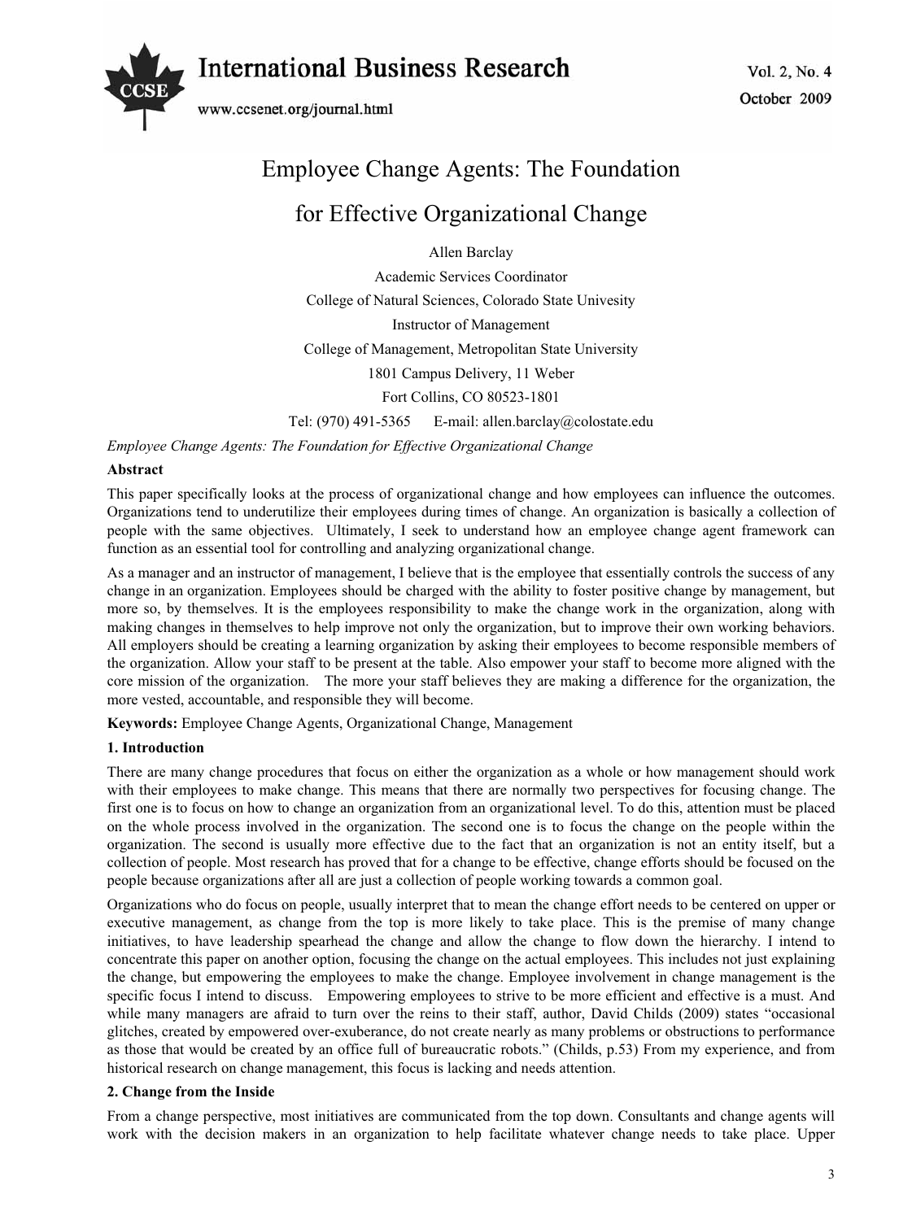# Employee Change Agents: The Foundation for Effective Organizational Change

Allen Barclay

Academic Services Coordinator

College of Natural Sciences, Colorado State Univesity

Instructor of Management

College of Management, Metropolitan State University

1801 Campus Delivery, 11 Weber

Fort Collins, CO 80523-1801

Tel: (970) 491-5365 E-mail: allen.barclay@colostate.edu

*Employee Change Agents: The Foundation for Effective Organizational Change*

**Abstract**

This paper specifically looks at the process of organizational change and how employees can influence the outcomes. Organizations tend to underutilize their employees during times of change. An organization is basically a collection of people with the same objectives. Ultimately, I seek to understand how an employee change agent framework can function as an essential tool for controlling and analyzing organizational change.

As a manager and an instructor of management, I believe that is the employee that essentially controls the success of any change in an organization. Employees should be charged with the ability to foster positive change by management, but more so, by themselves. It is the employees responsibility to make the change work in the organization, along with making changes in themselves to help improve not only the organization, but to improve their own working behaviors. All employers should be creating a learning organization by asking their employees to become responsible members of the organization. Allow your staff to be present at the table. Also empower your staff to become more aligned with the core mission of the organization. The more your staff believes they are making a difference for the organization, the more vested, accountable, and responsible they will become.

**Keywords:** Employee Change Agents, Organizational Change, Management

## 1. Introduction

There are many change procedures that focus on either the organization as a whole or how management should work with their employees to make change. This means that there are normally two perspectives for focusing change. The first one is to focus on how to change an organization from an organizational level. To do this, attention must be placed on the whole process involved in the organization. The second one is to focus the change on the people within the organization. The second is usually more effective due to the fact that an organization is not an entity itself, but a collection of people. Most research has proved that for a change to be effective, change efforts should be focused on the people because organizations after all are just a collection of people working towards a common goal.

Organizations who do focus on people, usually interpret that to mean the change effort needs to be centered on upper or executive management, as change from the top is more likely to take place. This is the premise of many change initiatives, to have leadership spearhead the change and allow the change to flow down the hierarchy. I intend to concentrate this paper on another option, focusing the change on the actual employees. This includes not just explaining the change, but empowering the employees to make the change. Employee involvement in change management is the specific focus I intend to discuss. Empowering employees to strive to be more efficient and effective is a must. And while many managers are afraid to turn over the reins to their staff, author, David Childs (2009) states "occasional glitches, created by empowered over-exuberance, do not create nearly as many problems or obstructions to performance as those that would be created by an office full of bureaucratic robots." (Childs, p.53) From my experience, and from historical research on change management, this focus is lacking and needs attention.

## 2. Change from the Inside

From a change perspective, most initiatives are communicated from the top down. Consultants and change agents will work with the decision makers in an organization to help facilitate whatever change needs to take place. Upper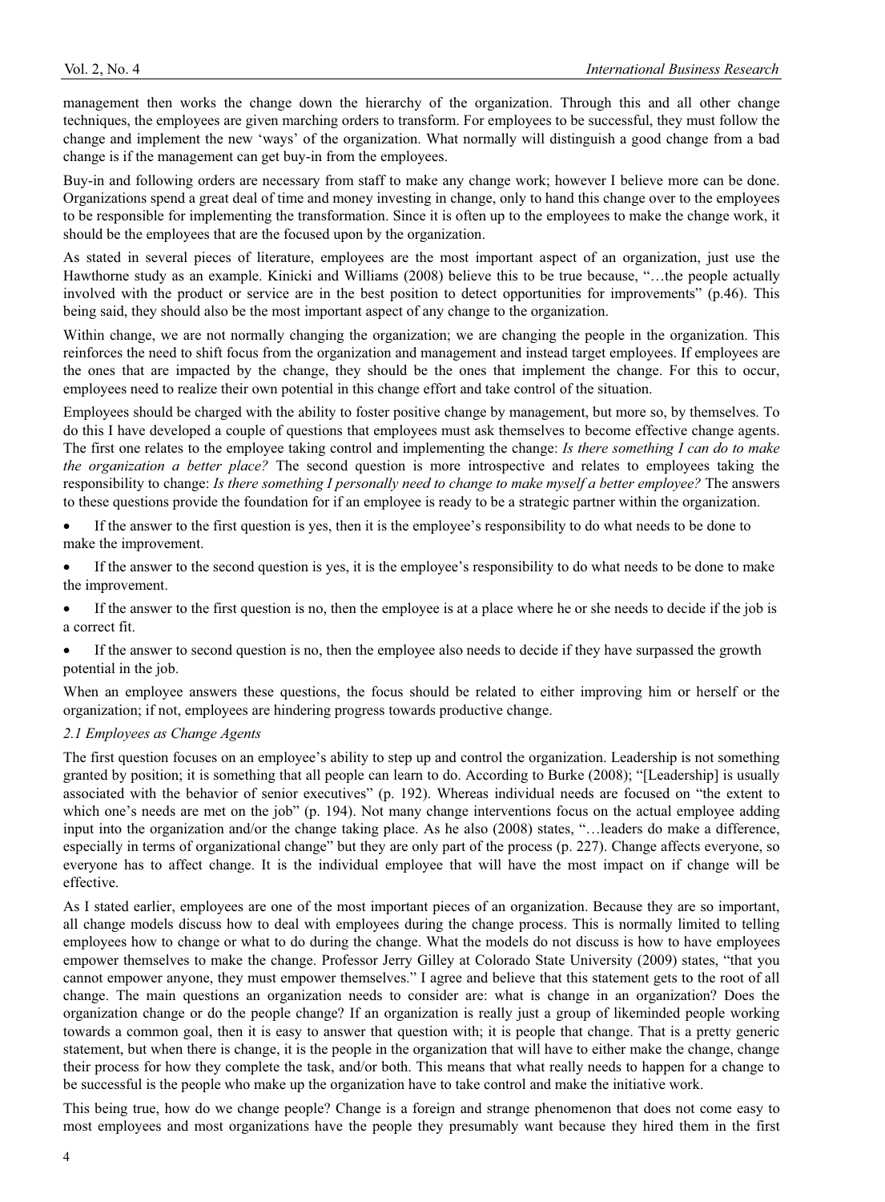management then works the change down the hierarchy of the organization. Through this and all other change techniques, the employees are given marching orders to transform. For employees to be successful, they must follow the change and implement the new 'ways' of the organization. What normally will distinguish a good change from a bad change is if the management can get buy-in from the employees.

Buy-in and following orders are necessary from staff to make any change work; however I believe more can be done. Organizations spend a great deal of time and money investing in change, only to hand this change over to the employees to be responsible for implementing the transformation. Since it is often up to the employees to make the change work, it should be the employees that are the focused upon by the organization.

As stated in several pieces of literature, employees are the most important aspect of an organization, just use the Hawthorne study as an example. Kinicki and Williams (2008) believe this to be true because, "…the people actually involved with the product or service are in the best position to detect opportunities for improvements" (p.46). This being said, they should also be the most important aspect of any change to the organization.

Within change, we are not normally changing the organization; we are changing the people in the organization. This reinforces the need to shift focus from the organization and management and instead target employees. If employees are the ones that are impacted by the change, they should be the ones that implement the change. For this to occur, employees need to realize their own potential in this change effort and take control of the situation.

Employees should be charged with the ability to foster positive change by management, but more so, by themselves. To do this I have developed a couple of questions that employees must ask themselves to become effective change agents. The first one relates to the employee taking control and implementing the change: *Is there something I can do to make the organization a better place?* The second question is more introspective and relates to employees taking the responsibility to change: *Is there something I personally need to change to make myself a better employee?* The answers to these questions provide the foundation for if an employee is ready to be a strategic partner within the organization.

- If the answer to the first question is yes, then it is the employee's responsibility to do what needs to be done to make the improvement.
- If the answer to the second question is yes, it is the employee's responsibility to do what needs to be done to make the improvement.
- If the answer to the first question is no, then the employee is at a place where he or she needs to decide if the job is a correct fit.
- If the answer to second question is no, then the employee also needs to decide if they have surpassed the growth potential in the job.

When an employee answers these questions, the focus should be related to either improving him or herself or the organization; if not, employees are hindering progress towards productive change.

### *2.1 Employees as Change Agents*

The first question focuses on an employee's ability to step up and control the organization. Leadership is not something granted by position; it is something that all people can learn to do. According to Burke (2008); "[Leadership] is usually associated with the behavior of senior executives" (p. 192). Whereas individual needs are focused on "the extent to which one's needs are met on the job" (p. 194). Not many change interventions focus on the actual employee adding input into the organization and/or the change taking place. As he also (2008) states, "…leaders do make a difference, especially in terms of organizational change" but they are only part of the process (p. 227). Change affects everyone, so everyone has to affect change. It is the individual employee that will have the most impact on if change will be effective.

As I stated earlier, employees are one of the most important pieces of an organization. Because they are so important, all change models discuss how to deal with employees during the change process. This is normally limited to telling employees how to change or what to do during the change. What the models do not discuss is how to have employees empower themselves to make the change. Professor Jerry Gilley at Colorado State University (2009) states, "that you cannot empower anyone, they must empower themselves." I agree and believe that this statement gets to the root of all change. The main questions an organization needs to consider are: what is change in an organization? Does the organization change or do the people change? If an organization is really just a group of likeminded people working towards a common goal, then it is easy to answer that question with; it is people that change. That is a pretty generic statement, but when there is change, it is the people in the organization that will have to either make the change, change their process for how they complete the task, and/or both. This means that what really needs to happen for a change to be successful is the people who make up the organization have to take control and make the initiative work.

This being true, how do we change people? Change is a foreign and strange phenomenon that does not come easy to most employees and most organizations have the people they presumably want because they hired them in the first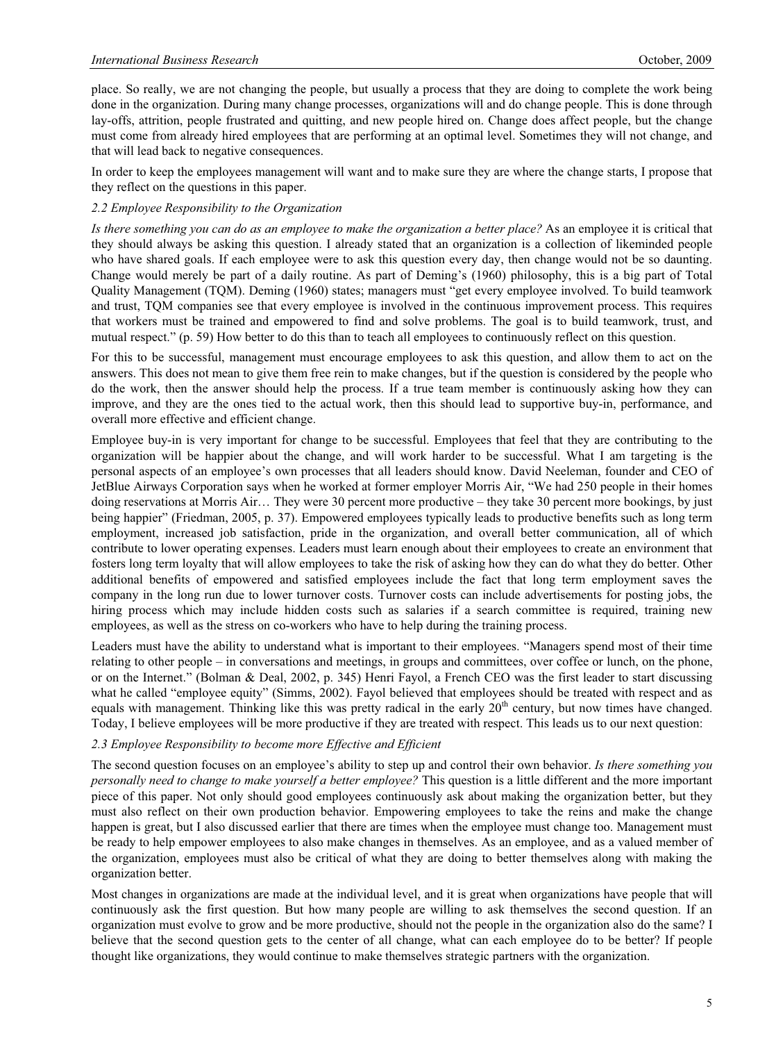place. So really, we are not changing the people, but usually a process that they are doing to complete the work being done in the organization. During many change processes, organizations will and do change people. This is done through lay-offs, attrition, people frustrated and quitting, and new people hired on. Change does affect people, but the change must come from already hired employees that are performing at an optimal level. Sometimes they will not change, and that will lead back to negative consequences.

In order to keep the employees management will want and to make sure they are where the change starts, I propose that they reflect on the questions in this paper.

### *2.2 Employee Responsibility to the Organization*

*Is there something you can do as an employee to make the organization a better place?* As an employee it is critical that they should always be asking this question. I already stated that an organization is a collection of likeminded people who have shared goals. If each employee were to ask this question every day, then change would not be so daunting. Change would merely be part of a daily routine. As part of Deming's (1960) philosophy, this is a big part of Total Quality Management (TQM). Deming (1960) states; managers must "get every employee involved. To build teamwork and trust, TQM companies see that every employee is involved in the continuous improvement process. This requires that workers must be trained and empowered to find and solve problems. The goal is to build teamwork, trust, and mutual respect." (p. 59) How better to do this than to teach all employees to continuously reflect on this question.

For this to be successful, management must encourage employees to ask this question, and allow them to act on the answers. This does not mean to give them free rein to make changes, but if the question is considered by the people who do the work, then the answer should help the process. If a true team member is continuously asking how they can improve, and they are the ones tied to the actual work, then this should lead to supportive buy-in, performance, and overall more effective and efficient change.

Employee buy-in is very important for change to be successful. Employees that feel that they are contributing to the organization will be happier about the change, and will work harder to be successful. What I am targeting is the personal aspects of an employee's own processes that all leaders should know. David Neeleman, founder and CEO of JetBlue Airways Corporation says when he worked at former employer Morris Air, "We had 250 people in their homes doing reservations at Morris Air… They were 30 percent more productive – they take 30 percent more bookings, by just being happier" (Friedman, 2005, p. 37). Empowered employees typically leads to productive benefits such as long term employment, increased job satisfaction, pride in the organization, and overall better communication, all of which contribute to lower operating expenses. Leaders must learn enough about their employees to create an environment that fosters long term loyalty that will allow employees to take the risk of asking how they can do what they do better. Other additional benefits of empowered and satisfied employees include the fact that long term employment saves the company in the long run due to lower turnover costs. Turnover costs can include advertisements for posting jobs, the hiring process which may include hidden costs such as salaries if a search committee is required, training new employees, as well as the stress on co-workers who have to help during the training process.

Leaders must have the ability to understand what is important to their employees. "Managers spend most of their time relating to other people – in conversations and meetings, in groups and committees, over coffee or lunch, on the phone, or on the Internet." (Bolman & Deal, 2002, p. 345) Henri Fayol, a French CEO was the first leader to start discussing what he called "employee equity" (Simms, 2002). Fayol believed that employees should be treated with respect and as equals with management. Thinking like this was pretty radical in the early 20th century, but now times have changed. Today, I believe employees will be more productive if they are treated with respect. This leads us to our next question:

### *2.3 Employee Responsibility to become more Effective and Efficient*

The second question focuses on an employee's ability to step up and control their own behavior. *Is there something you personally need to change to make yourself a better employee?* This question is a little different and the more important piece of this paper. Not only should good employees continuously ask about making the organization better, but they must also reflect on their own production behavior. Empowering employees to take the reins and make the change happen is great, but I also discussed earlier that there are times when the employee must change too. Management must be ready to help empower employees to also make changes in themselves. As an employee, and as a valued member of the organization, employees must also be critical of what they are doing to better themselves along with making the organization better.

Most changes in organizations are made at the individual level, and it is great when organizations have people that will continuously ask the first question. But how many people are willing to ask themselves the second question. If an organization must evolve to grow and be more productive, should not the people in the organization also do the same? I believe that the second question gets to the center of all change, what can each employee do to be better? If people thought like organizations, they would continue to make themselves strategic partners with the organization.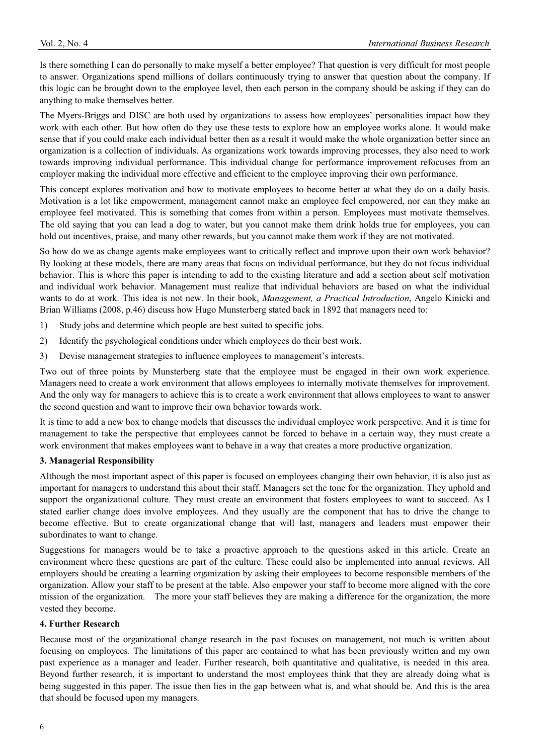Is there something I can do personally to make myself a better employee? That question is very difficult for most people to answer. Organizations spend millions of dollars continuously trying to answer that question about the company. If this logic can be brought down to the employee level, then each person in the company should be asking if they can do anything to make themselves better.

The Myers-Briggs and DISC are both used by organizations to assess how employees' personalities impact how they work with each other. But how often do they use these tests to explore how an employee works alone. It would make sense that if you could make each individual better then as a result it would make the whole organization better since an organization is a collection of individuals. As organizations work towards improving processes, they also need to work towards improving individual performance. This individual change for performance improvement refocuses from an employer making the individual more effective and efficient to the employee improving their own performance.

This concept explores motivation and how to motivate employees to become better at what they do on a daily basis. Motivation is a lot like empowerment, management cannot make an employee feel empowered, nor can they make an employee feel motivated. This is something that comes from within a person. Employees must motivate themselves. The old saying that you can lead a dog to water, but you cannot make them drink holds true for employees, you can hold out incentives, praise, and many other rewards, but you cannot make them work if they are not motivated.

So how do we as change agents make employees want to critically reflect and improve upon their own work behavior? By looking at these models, there are many areas that focus on individual performance, but they do not focus individual behavior. This is where this paper is intending to add to the existing literature and add a section about self motivation and individual work behavior. Management must realize that individual behaviors are based on what the individual wants to do at work. This idea is not new. In their book, *Management, a Practical Introduction*, Angelo Kinicki and Brian Williams (2008, p.46) discuss how Hugo Munsterberg stated back in 1892 that managers need to:

1) Study jobs and determine which people are best suited to specific jobs.
2) Identify the psychological conditions under which employees do their best work.
3) Devise management strategies to influence employees to management's interests.

Two out of three points by Munsterberg state that the employee must be engaged in their own work experience. Managers need to create a work environment that allows employees to internally motivate themselves for improvement. And the only way for managers to achieve this is to create a work environment that allows employees to want to answer the second question and want to improve their own behavior towards work.

It is time to add a new box to change models that discusses the individual employee work perspective. And it is time for management to take the perspective that employees cannot be forced to behave in a certain way, they must create a work environment that makes employees want to behave in a way that creates a more productive organization.

## 3. Managerial Responsibility

Although the most important aspect of this paper is focused on employees changing their own behavior, it is also just as important for managers to understand this about their staff. Managers set the tone for the organization. They uphold and support the organizational culture. They must create an environment that fosters employees to want to succeed. As I stated earlier change does involve employees. And they usually are the component that has to drive the change to become effective. But to create organizational change that will last, managers and leaders must empower their subordinates to want to change.

Suggestions for managers would be to take a proactive approach to the questions asked in this article. Create an environment where these questions are part of the culture. These could also be implemented into annual reviews. All employers should be creating a learning organization by asking their employees to become responsible members of the organization. Allow your staff to be present at the table. Also empower your staff to become more aligned with the core mission of the organization. The more your staff believes they are making a difference for the organization, the more vested they become.

## 4. Further Research

Because most of the organizational change research in the past focuses on management, not much is written about focusing on employees. The limitations of this paper are contained to what has been previously written and my own past experience as a manager and leader. Further research, both quantitative and qualitative, is needed in this area. Beyond further research, it is important to understand the most employees think that they are already doing what is being suggested in this paper. The issue then lies in the gap between what is, and what should be. And this is the area that should be focused upon my managers.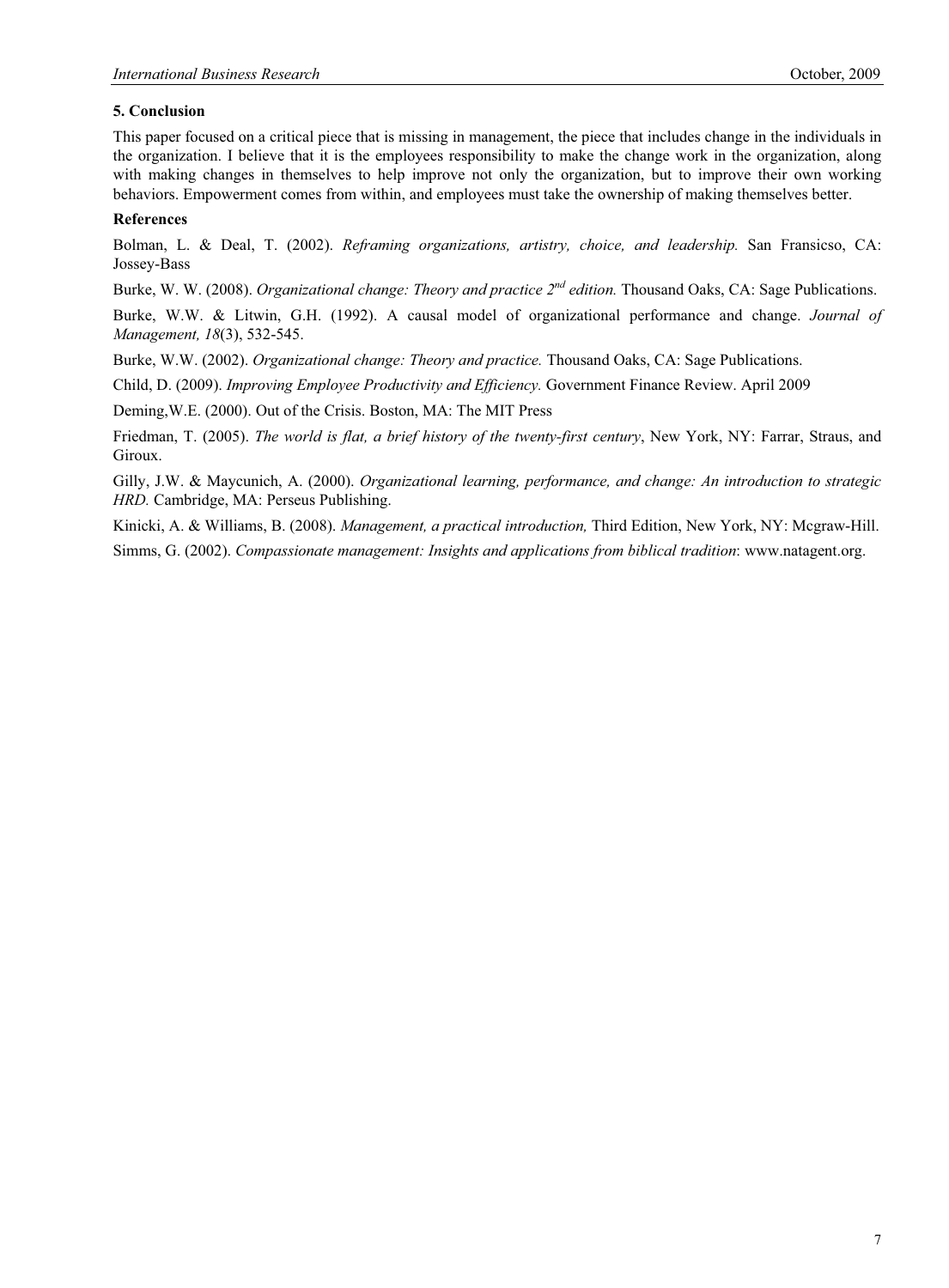## 5. Conclusion

This paper focused on a critical piece that is missing in management, the piece that includes change in the individuals in the organization. I believe that it is the employees responsibility to make the change work in the organization, along with making changes in themselves to help improve not only the organization, but to improve their own working behaviors. Empowerment comes from within, and employees must take the ownership of making themselves better.

## References

Bolman, L. & Deal, T. (2002). *Reframing organizations, artistry, choice, and leadership.* San Fransicso, CA: Jossey-Bass

Burke, W. W. (2008). *Organizational change: Theory and practice 2nd edition.* Thousand Oaks, CA: Sage Publications.

Burke, W.W. & Litwin, G.H. (1992). A causal model of organizational performance and change. *Journal of Management, 18*(3), 532-545.

Burke, W.W. (2002). *Organizational change: Theory and practice.* Thousand Oaks, CA: Sage Publications.

Child, D. (2009). *Improving Employee Productivity and Efficiency.* Government Finance Review. April 2009

Deming,W.E. (2000). Out of the Crisis. Boston, MA: The MIT Press

Friedman, T. (2005). *The world is flat, a brief history of the twenty-first century*, New York, NY: Farrar, Straus, and Giroux.

Gilly, J.W. & Maycunich, A. (2000). *Organizational learning, performance, and change: An introduction to strategic HRD.* Cambridge, MA: Perseus Publishing.

Kinicki, A. & Williams, B. (2008). *Management, a practical introduction,* Third Edition, New York, NY: Mcgraw-Hill.

Simms, G. (2002). *Compassionate management: Insights and applications from biblical tradition*: www.natagent.org.